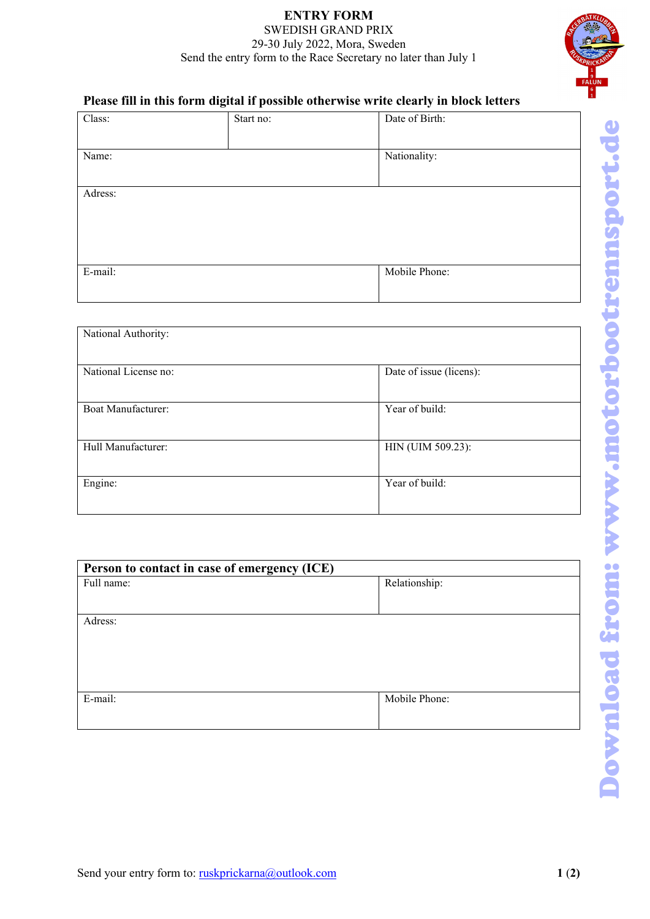# ENTRY FORM

SWEDISH GRAND PRIX

29-30 July 2022, Mora, Sweden

Send the entry form to the Race Secretary no later than July 1

**Please fill in this form digital if possible otherwise write clearly in block letters**

| Class: | Start no: | Date of Birth: |
|---|---|---|
| Name: | | Nationality: |
| Adress: | | |
| E-mail: | | Mobile Phone: |

| National Authority: | |
|---|---|
| National License no: | Date of issue (licens): |
| Boat Manufacturer: | Year of build: |
| Hull Manufacturer: | HIN (UIM 509.23): |
| Engine: | Year of build: |

| **Person to contact in case of emergency (ICE)** | |
|---|---|
| Full name: | Relationship: |
| Adress: | |
| E-mail: | Mobile Phone: |

Send your entry form to: ruskprickarna@outlook.com

Download from: www.motorbootrennsport.de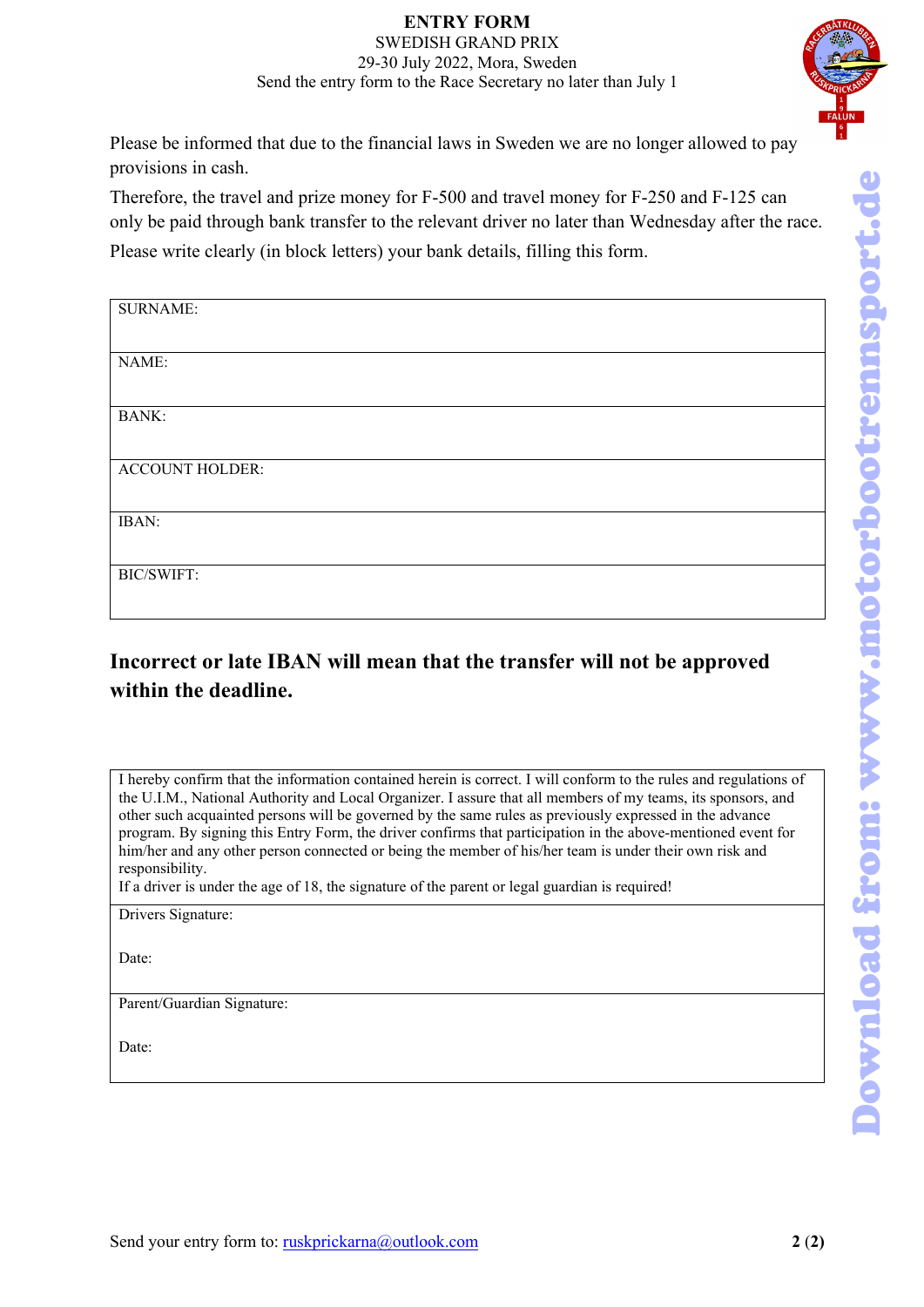**ENTRY FORM**

SWEDISH GRAND PRIX

29-30 July 2022, Mora, Sweden

Send the entry form to the Race Secretary no later than July 1

Please be informed that due to the financial laws in Sweden we are no longer allowed to pay provisions in cash.

Therefore, the travel and prize money for F-500 and travel money for F-250 and F-125 can only be paid through bank transfer to the relevant driver no later than Wednesday after the race.

Please write clearly (in block letters) your bank details, filling this form.

| |
|---|
| SURNAME: |
| NAME: |
| BANK: |
| ACCOUNT HOLDER: |
| IBAN: |
| BIC/SWIFT: |

**Incorrect or late IBAN will mean that the transfer will not be approved within the deadline.**

| |
|---|
| I hereby confirm that the information contained herein is correct. I will conform to the rules and regulations of the U.I.M., National Authority and Local Organizer. I assure that all members of my teams, its sponsors, and other such acquainted persons will be governed by the same rules as previously expressed in the advance program. By signing this Entry Form, the driver confirms that participation in the above-mentioned event for him/her and any other person connected or being the member of his/her team is under their own risk and responsibility. If a driver is under the age of 18, the signature of the parent or legal guardian is required! |
| Drivers Signature: Date: |
| Parent/Guardian Signature: Date: |

Send your entry form to: ruskprickarna@outlook.com

Download from: www.motorbootrennsport.de